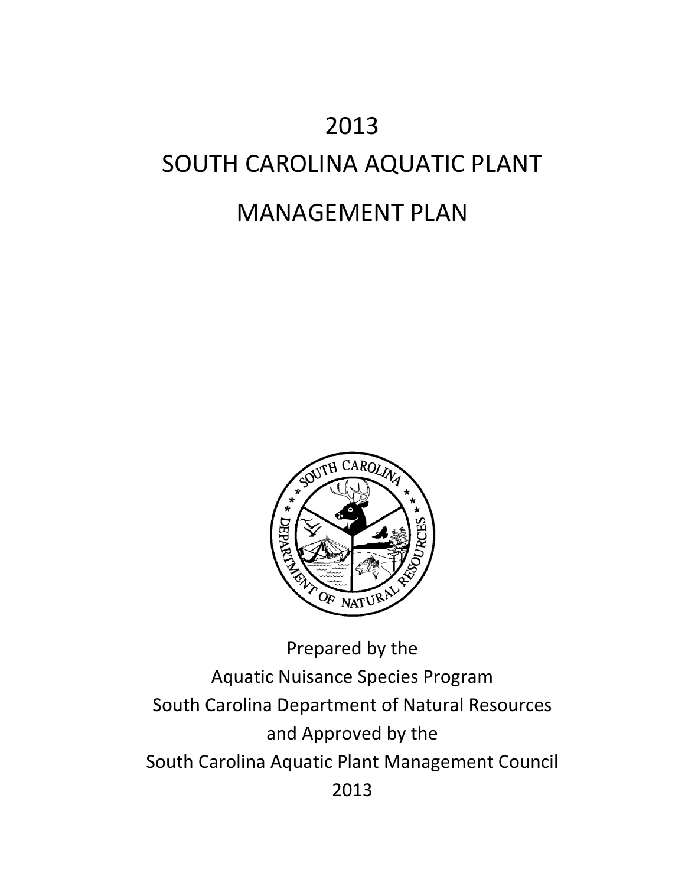# 2013
# SOUTH CAROLINA AQUATIC PLANT MANAGEMENT PLAN

Prepared by the
Aquatic Nuisance Species Program
South Carolina Department of Natural Resources
and Approved by the
South Carolina Aquatic Plant Management Council
2013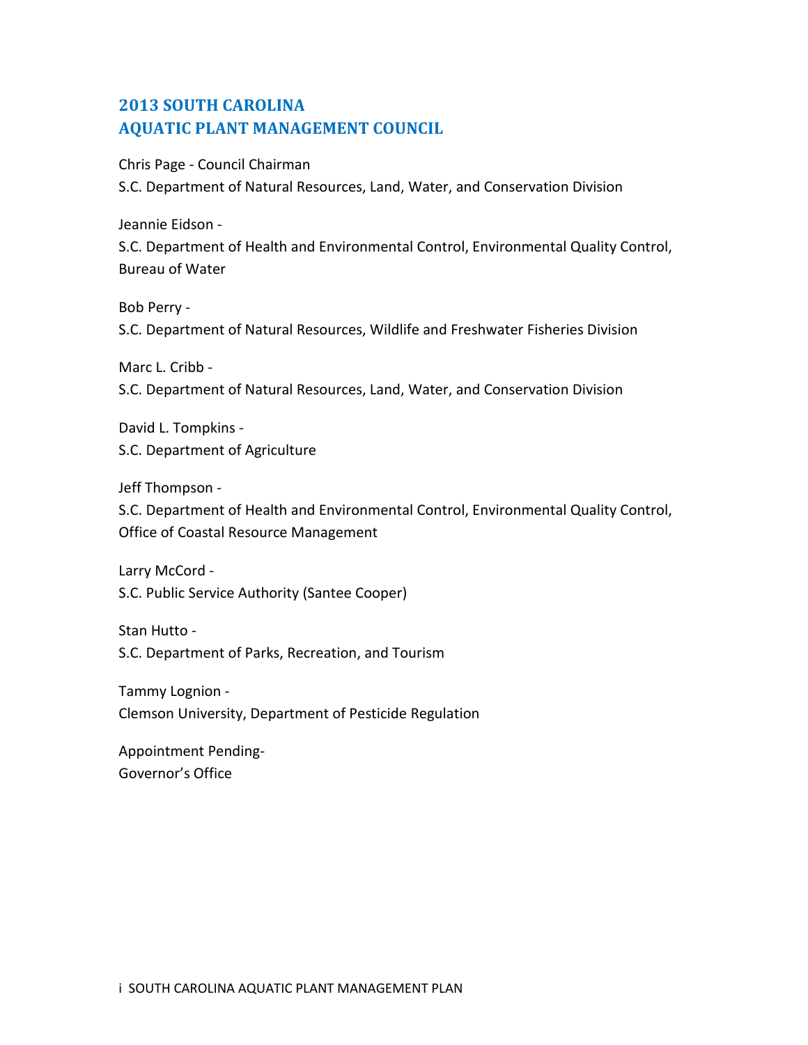## 2013 SOUTH CAROLINA AQUATIC PLANT MANAGEMENT COUNCIL

Chris Page - Council Chairman
S.C. Department of Natural Resources, Land, Water, and Conservation Division

Jeannie Eidson -
S.C. Department of Health and Environmental Control, Environmental Quality Control, Bureau of Water

Bob Perry -
S.C. Department of Natural Resources, Wildlife and Freshwater Fisheries Division

Marc L. Cribb -
S.C. Department of Natural Resources, Land, Water, and Conservation Division

David L. Tompkins -
S.C. Department of Agriculture

Jeff Thompson -
S.C. Department of Health and Environmental Control, Environmental Quality Control, Office of Coastal Resource Management

Larry McCord -
S.C. Public Service Authority (Santee Cooper)

Stan Hutto -
S.C. Department of Parks, Recreation, and Tourism

Tammy Lognion -
Clemson University, Department of Pesticide Regulation

Appointment Pending-
Governor's Office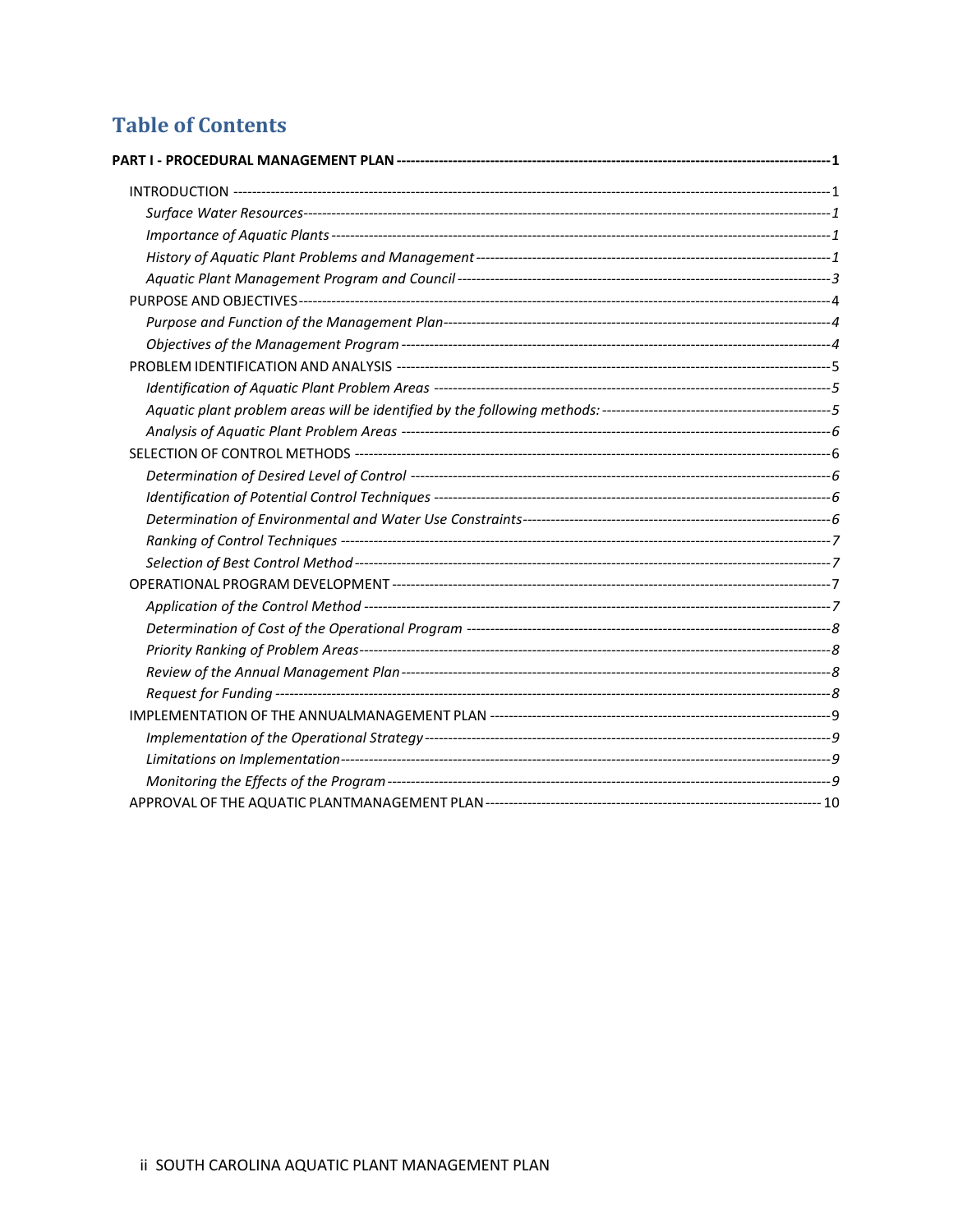# Table of Contents

**PART I - PROCEDURAL MANAGEMENT PLAN ---------- 1**

- INTRODUCTION ---------- 1
  - *Surface Water Resources ---------- 1*
  - *Importance of Aquatic Plants ---------- 1*
  - *History of Aquatic Plant Problems and Management ---------- 1*
  - *Aquatic Plant Management Program and Council ---------- 3*
- PURPOSE AND OBJECTIVES ---------- 4
  - *Purpose and Function of the Management Plan ---------- 4*
  - *Objectives of the Management Program ---------- 4*
- PROBLEM IDENTIFICATION AND ANALYSIS ---------- 5
  - *Identification of Aquatic Plant Problem Areas ---------- 5*
  - *Aquatic plant problem areas will be identified by the following methods: ---------- 5*
  - *Analysis of Aquatic Plant Problem Areas ---------- 6*
- SELECTION OF CONTROL METHODS ---------- 6
  - *Determination of Desired Level of Control ---------- 6*
  - *Identification of Potential Control Techniques ---------- 6*
  - *Determination of Environmental and Water Use Constraints ---------- 6*
  - *Ranking of Control Techniques ---------- 7*
  - *Selection of Best Control Method ---------- 7*
- OPERATIONAL PROGRAM DEVELOPMENT ---------- 7
  - *Application of the Control Method ---------- 7*
  - *Determination of Cost of the Operational Program ---------- 8*
  - *Priority Ranking of Problem Areas ---------- 8*
  - *Review of the Annual Management Plan ---------- 8*
  - *Request for Funding ---------- 8*
- IMPLEMENTATION OF THE ANNUALMANAGEMENT PLAN ---------- 9
  - *Implementation of the Operational Strategy ---------- 9*
  - *Limitations on Implementation ---------- 9*
  - *Monitoring the Effects of the Program ---------- 9*
- APPROVAL OF THE AQUATIC PLANTMANAGEMENT PLAN ---------- 10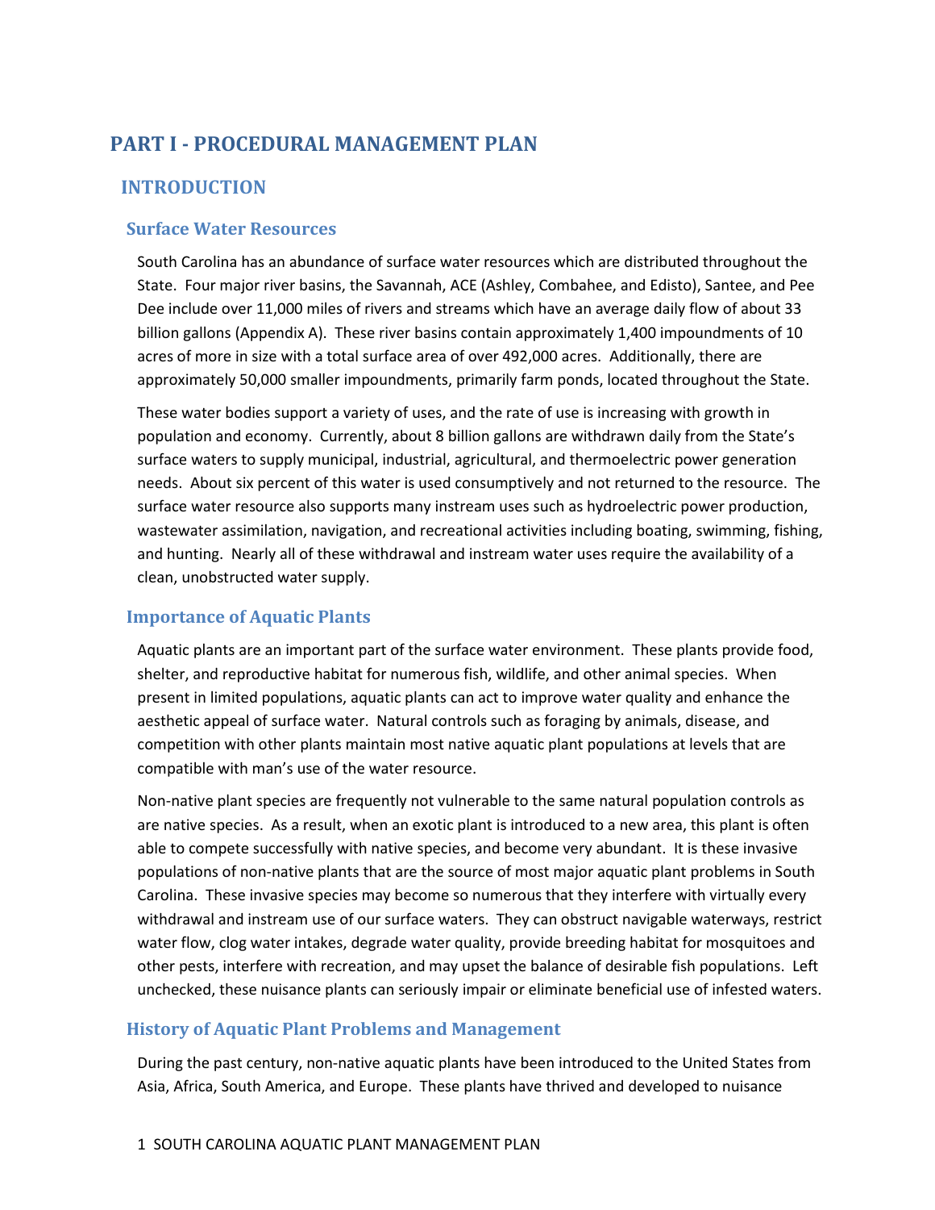# PART I - PROCEDURAL MANAGEMENT PLAN

## INTRODUCTION

### Surface Water Resources

South Carolina has an abundance of surface water resources which are distributed throughout the State. Four major river basins, the Savannah, ACE (Ashley, Combahee, and Edisto), Santee, and Pee Dee include over 11,000 miles of rivers and streams which have an average daily flow of about 33 billion gallons (Appendix A). These river basins contain approximately 1,400 impoundments of 10 acres of more in size with a total surface area of over 492,000 acres. Additionally, there are approximately 50,000 smaller impoundments, primarily farm ponds, located throughout the State.

These water bodies support a variety of uses, and the rate of use is increasing with growth in population and economy. Currently, about 8 billion gallons are withdrawn daily from the State's surface waters to supply municipal, industrial, agricultural, and thermoelectric power generation needs. About six percent of this water is used consumptively and not returned to the resource. The surface water resource also supports many instream uses such as hydroelectric power production, wastewater assimilation, navigation, and recreational activities including boating, swimming, fishing, and hunting. Nearly all of these withdrawal and instream water uses require the availability of a clean, unobstructed water supply.

### Importance of Aquatic Plants

Aquatic plants are an important part of the surface water environment. These plants provide food, shelter, and reproductive habitat for numerous fish, wildlife, and other animal species. When present in limited populations, aquatic plants can act to improve water quality and enhance the aesthetic appeal of surface water. Natural controls such as foraging by animals, disease, and competition with other plants maintain most native aquatic plant populations at levels that are compatible with man's use of the water resource.

Non-native plant species are frequently not vulnerable to the same natural population controls as are native species. As a result, when an exotic plant is introduced to a new area, this plant is often able to compete successfully with native species, and become very abundant. It is these invasive populations of non-native plants that are the source of most major aquatic plant problems in South Carolina. These invasive species may become so numerous that they interfere with virtually every withdrawal and instream use of our surface waters. They can obstruct navigable waterways, restrict water flow, clog water intakes, degrade water quality, provide breeding habitat for mosquitoes and other pests, interfere with recreation, and may upset the balance of desirable fish populations. Left unchecked, these nuisance plants can seriously impair or eliminate beneficial use of infested waters.

### History of Aquatic Plant Problems and Management

During the past century, non-native aquatic plants have been introduced to the United States from Asia, Africa, South America, and Europe. These plants have thrived and developed to nuisance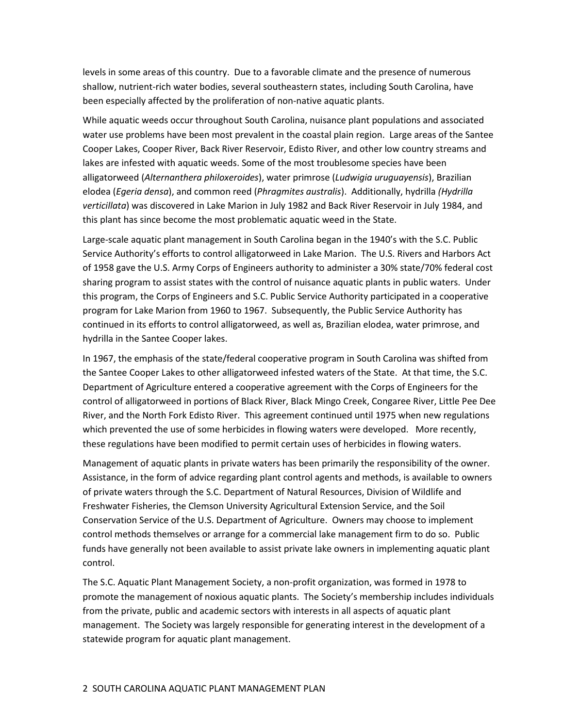levels in some areas of this country. Due to a favorable climate and the presence of numerous shallow, nutrient-rich water bodies, several southeastern states, including South Carolina, have been especially affected by the proliferation of non-native aquatic plants.

While aquatic weeds occur throughout South Carolina, nuisance plant populations and associated water use problems have been most prevalent in the coastal plain region. Large areas of the Santee Cooper Lakes, Cooper River, Back River Reservoir, Edisto River, and other low country streams and lakes are infested with aquatic weeds. Some of the most troublesome species have been alligatorweed (*Alternanthera philoxeroides*), water primrose (*Ludwigia uruguayensis*), Brazilian elodea (*Egeria densa*), and common reed (*Phragmites australis*). Additionally, hydrilla *(Hydrilla verticillata*) was discovered in Lake Marion in July 1982 and Back River Reservoir in July 1984, and this plant has since become the most problematic aquatic weed in the State.

Large-scale aquatic plant management in South Carolina began in the 1940's with the S.C. Public Service Authority's efforts to control alligatorweed in Lake Marion. The U.S. Rivers and Harbors Act of 1958 gave the U.S. Army Corps of Engineers authority to administer a 30% state/70% federal cost sharing program to assist states with the control of nuisance aquatic plants in public waters. Under this program, the Corps of Engineers and S.C. Public Service Authority participated in a cooperative program for Lake Marion from 1960 to 1967. Subsequently, the Public Service Authority has continued in its efforts to control alligatorweed, as well as, Brazilian elodea, water primrose, and hydrilla in the Santee Cooper lakes.

In 1967, the emphasis of the state/federal cooperative program in South Carolina was shifted from the Santee Cooper Lakes to other alligatorweed infested waters of the State. At that time, the S.C. Department of Agriculture entered a cooperative agreement with the Corps of Engineers for the control of alligatorweed in portions of Black River, Black Mingo Creek, Congaree River, Little Pee Dee River, and the North Fork Edisto River. This agreement continued until 1975 when new regulations which prevented the use of some herbicides in flowing waters were developed. More recently, these regulations have been modified to permit certain uses of herbicides in flowing waters.

Management of aquatic plants in private waters has been primarily the responsibility of the owner. Assistance, in the form of advice regarding plant control agents and methods, is available to owners of private waters through the S.C. Department of Natural Resources, Division of Wildlife and Freshwater Fisheries, the Clemson University Agricultural Extension Service, and the Soil Conservation Service of the U.S. Department of Agriculture. Owners may choose to implement control methods themselves or arrange for a commercial lake management firm to do so. Public funds have generally not been available to assist private lake owners in implementing aquatic plant control.

The S.C. Aquatic Plant Management Society, a non-profit organization, was formed in 1978 to promote the management of noxious aquatic plants. The Society's membership includes individuals from the private, public and academic sectors with interests in all aspects of aquatic plant management. The Society was largely responsible for generating interest in the development of a statewide program for aquatic plant management.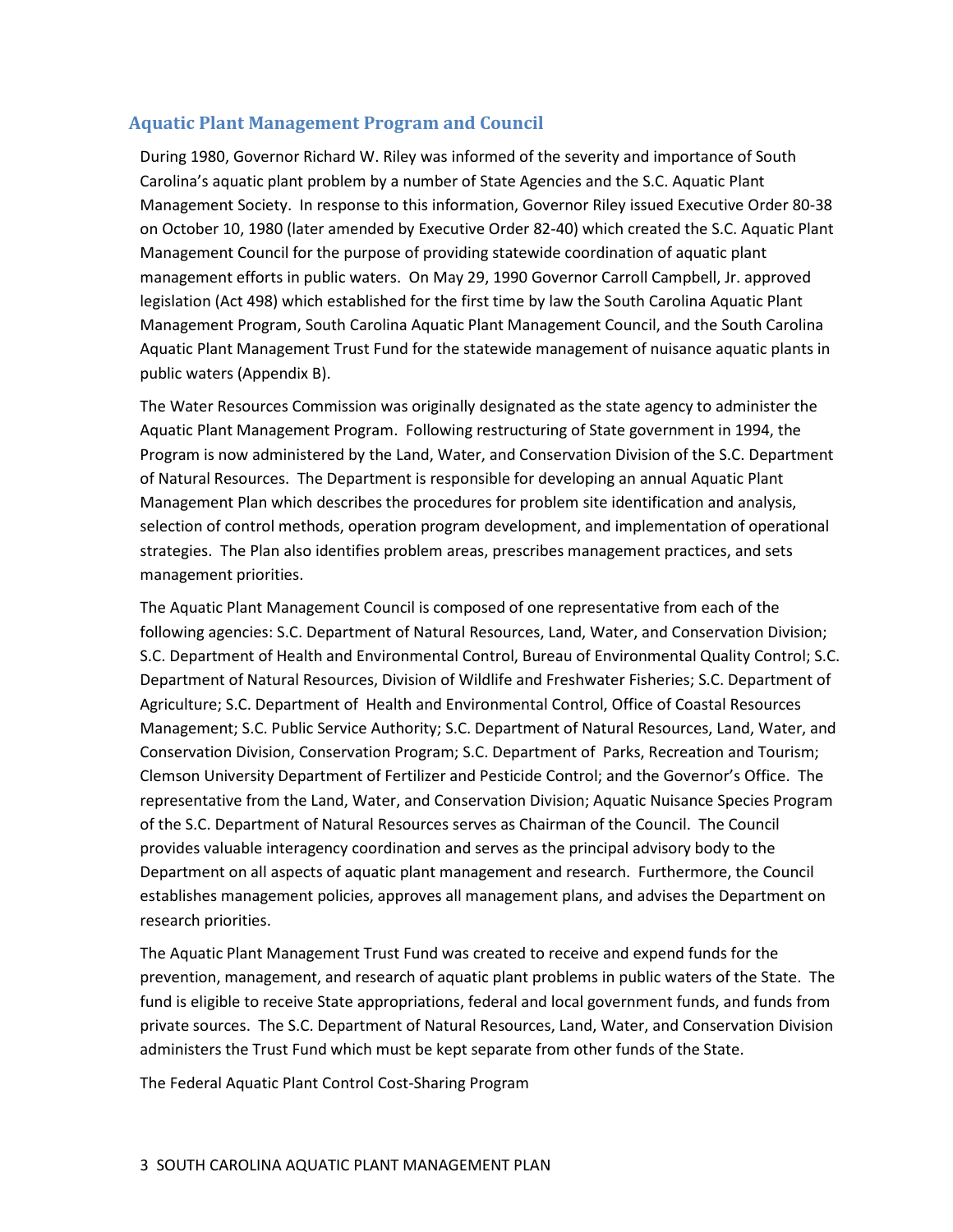## Aquatic Plant Management Program and Council

During 1980, Governor Richard W. Riley was informed of the severity and importance of South Carolina's aquatic plant problem by a number of State Agencies and the S.C. Aquatic Plant Management Society. In response to this information, Governor Riley issued Executive Order 80-38 on October 10, 1980 (later amended by Executive Order 82-40) which created the S.C. Aquatic Plant Management Council for the purpose of providing statewide coordination of aquatic plant management efforts in public waters. On May 29, 1990 Governor Carroll Campbell, Jr. approved legislation (Act 498) which established for the first time by law the South Carolina Aquatic Plant Management Program, South Carolina Aquatic Plant Management Council, and the South Carolina Aquatic Plant Management Trust Fund for the statewide management of nuisance aquatic plants in public waters (Appendix B).

The Water Resources Commission was originally designated as the state agency to administer the Aquatic Plant Management Program. Following restructuring of State government in 1994, the Program is now administered by the Land, Water, and Conservation Division of the S.C. Department of Natural Resources. The Department is responsible for developing an annual Aquatic Plant Management Plan which describes the procedures for problem site identification and analysis, selection of control methods, operation program development, and implementation of operational strategies. The Plan also identifies problem areas, prescribes management practices, and sets management priorities.

The Aquatic Plant Management Council is composed of one representative from each of the following agencies: S.C. Department of Natural Resources, Land, Water, and Conservation Division; S.C. Department of Health and Environmental Control, Bureau of Environmental Quality Control; S.C. Department of Natural Resources, Division of Wildlife and Freshwater Fisheries; S.C. Department of Agriculture; S.C. Department of Health and Environmental Control, Office of Coastal Resources Management; S.C. Public Service Authority; S.C. Department of Natural Resources, Land, Water, and Conservation Division, Conservation Program; S.C. Department of Parks, Recreation and Tourism; Clemson University Department of Fertilizer and Pesticide Control; and the Governor's Office. The representative from the Land, Water, and Conservation Division; Aquatic Nuisance Species Program of the S.C. Department of Natural Resources serves as Chairman of the Council. The Council provides valuable interagency coordination and serves as the principal advisory body to the Department on all aspects of aquatic plant management and research. Furthermore, the Council establishes management policies, approves all management plans, and advises the Department on research priorities.

The Aquatic Plant Management Trust Fund was created to receive and expend funds for the prevention, management, and research of aquatic plant problems in public waters of the State. The fund is eligible to receive State appropriations, federal and local government funds, and funds from private sources. The S.C. Department of Natural Resources, Land, Water, and Conservation Division administers the Trust Fund which must be kept separate from other funds of the State.

The Federal Aquatic Plant Control Cost-Sharing Program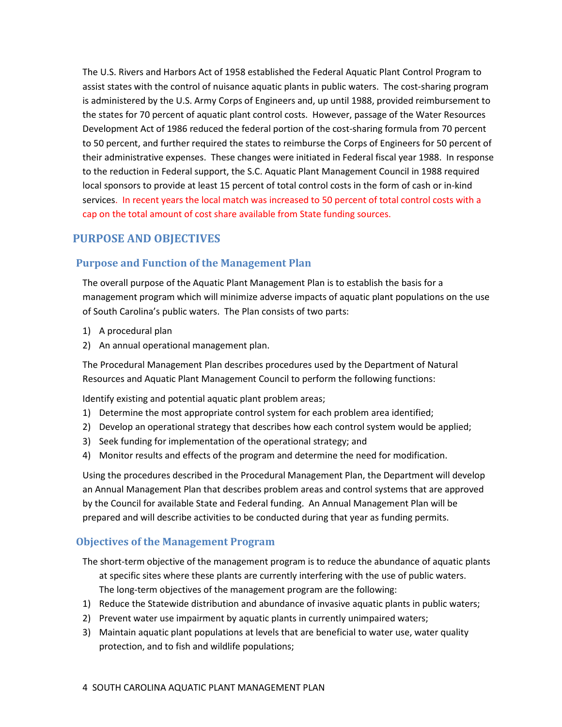The U.S. Rivers and Harbors Act of 1958 established the Federal Aquatic Plant Control Program to assist states with the control of nuisance aquatic plants in public waters. The cost-sharing program is administered by the U.S. Army Corps of Engineers and, up until 1988, provided reimbursement to the states for 70 percent of aquatic plant control costs. However, passage of the Water Resources Development Act of 1986 reduced the federal portion of the cost-sharing formula from 70 percent to 50 percent, and further required the states to reimburse the Corps of Engineers for 50 percent of their administrative expenses. These changes were initiated in Federal fiscal year 1988. In response to the reduction in Federal support, the S.C. Aquatic Plant Management Council in 1988 required local sponsors to provide at least 15 percent of total control costs in the form of cash or in-kind services. In recent years the local match was increased to 50 percent of total control costs with a cap on the total amount of cost share available from State funding sources.

## PURPOSE AND OBJECTIVES

### Purpose and Function of the Management Plan

The overall purpose of the Aquatic Plant Management Plan is to establish the basis for a management program which will minimize adverse impacts of aquatic plant populations on the use of South Carolina's public waters. The Plan consists of two parts:

1) A procedural plan
2) An annual operational management plan.

The Procedural Management Plan describes procedures used by the Department of Natural Resources and Aquatic Plant Management Council to perform the following functions:

Identify existing and potential aquatic plant problem areas;

1) Determine the most appropriate control system for each problem area identified;
2) Develop an operational strategy that describes how each control system would be applied;
3) Seek funding for implementation of the operational strategy; and
4) Monitor results and effects of the program and determine the need for modification.

Using the procedures described in the Procedural Management Plan, the Department will develop an Annual Management Plan that describes problem areas and control systems that are approved by the Council for available State and Federal funding. An Annual Management Plan will be prepared and will describe activities to be conducted during that year as funding permits.

### Objectives of the Management Program

The short-term objective of the management program is to reduce the abundance of aquatic plants at specific sites where these plants are currently interfering with the use of public waters. The long-term objectives of the management program are the following:

1) Reduce the Statewide distribution and abundance of invasive aquatic plants in public waters;
2) Prevent water use impairment by aquatic plants in currently unimpaired waters;
3) Maintain aquatic plant populations at levels that are beneficial to water use, water quality protection, and to fish and wildlife populations;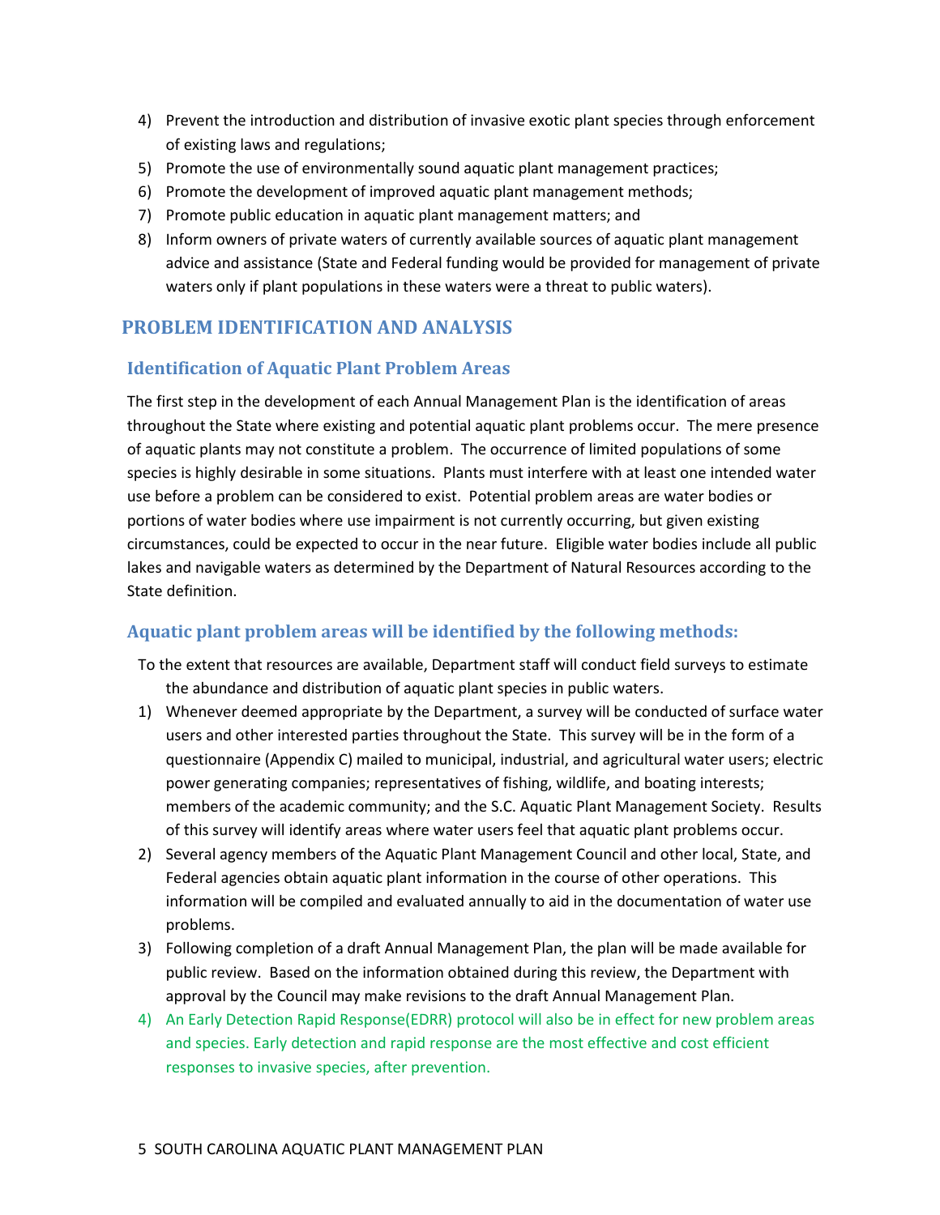4) Prevent the introduction and distribution of invasive exotic plant species through enforcement of existing laws and regulations;
5) Promote the use of environmentally sound aquatic plant management practices;
6) Promote the development of improved aquatic plant management methods;
7) Promote public education in aquatic plant management matters; and
8) Inform owners of private waters of currently available sources of aquatic plant management advice and assistance (State and Federal funding would be provided for management of private waters only if plant populations in these waters were a threat to public waters).

## PROBLEM IDENTIFICATION AND ANALYSIS

### Identification of Aquatic Plant Problem Areas

The first step in the development of each Annual Management Plan is the identification of areas throughout the State where existing and potential aquatic plant problems occur. The mere presence of aquatic plants may not constitute a problem. The occurrence of limited populations of some species is highly desirable in some situations. Plants must interfere with at least one intended water use before a problem can be considered to exist. Potential problem areas are water bodies or portions of water bodies where use impairment is not currently occurring, but given existing circumstances, could be expected to occur in the near future. Eligible water bodies include all public lakes and navigable waters as determined by the Department of Natural Resources according to the State definition.

### Aquatic plant problem areas will be identified by the following methods:

To the extent that resources are available, Department staff will conduct field surveys to estimate the abundance and distribution of aquatic plant species in public waters.

1) Whenever deemed appropriate by the Department, a survey will be conducted of surface water users and other interested parties throughout the State. This survey will be in the form of a questionnaire (Appendix C) mailed to municipal, industrial, and agricultural water users; electric power generating companies; representatives of fishing, wildlife, and boating interests; members of the academic community; and the S.C. Aquatic Plant Management Society. Results of this survey will identify areas where water users feel that aquatic plant problems occur.
2) Several agency members of the Aquatic Plant Management Council and other local, State, and Federal agencies obtain aquatic plant information in the course of other operations. This information will be compiled and evaluated annually to aid in the documentation of water use problems.
3) Following completion of a draft Annual Management Plan, the plan will be made available for public review. Based on the information obtained during this review, the Department with approval by the Council may make revisions to the draft Annual Management Plan.
4) An Early Detection Rapid Response(EDRR) protocol will also be in effect for new problem areas and species. Early detection and rapid response are the most effective and cost efficient responses to invasive species, after prevention.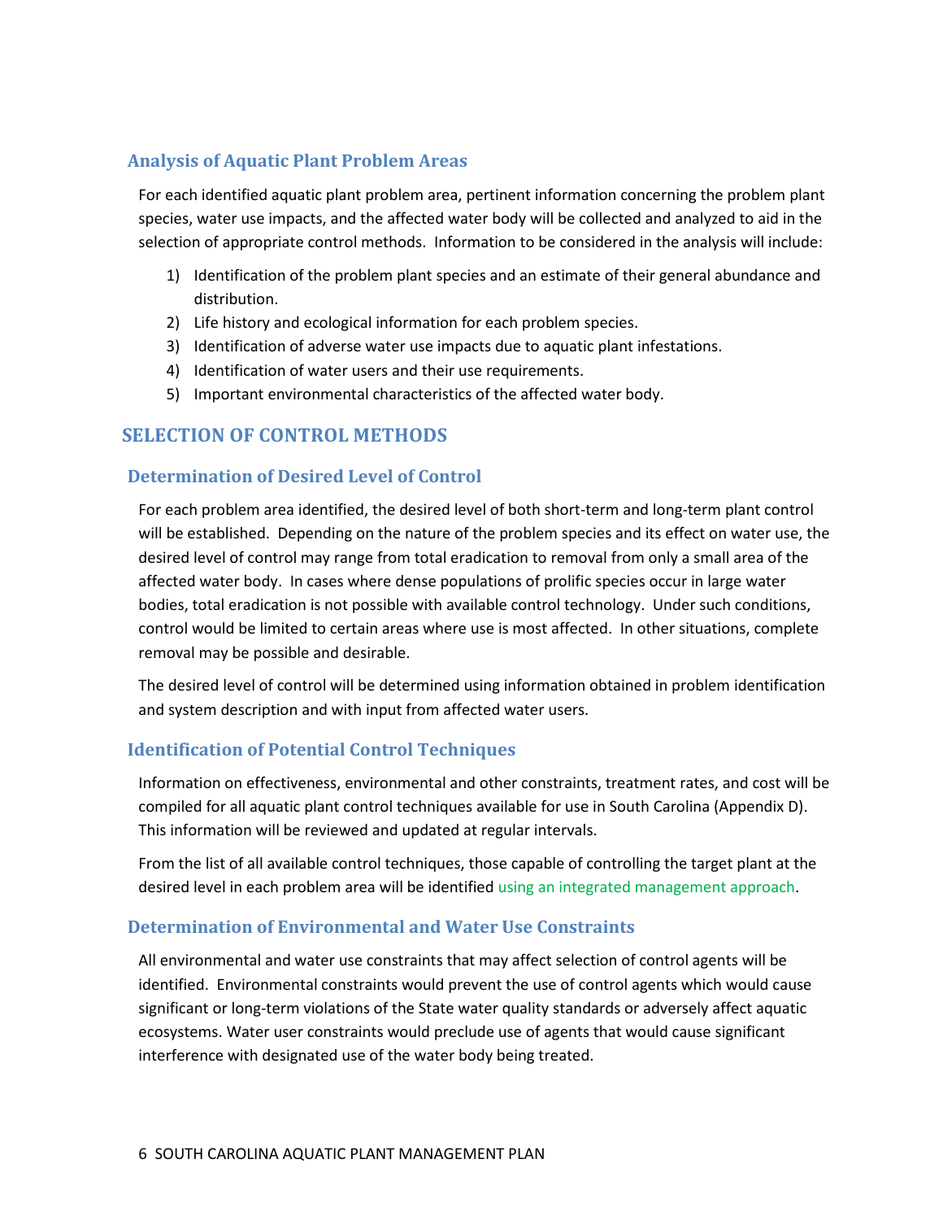### Analysis of Aquatic Plant Problem Areas

For each identified aquatic plant problem area, pertinent information concerning the problem plant species, water use impacts, and the affected water body will be collected and analyzed to aid in the selection of appropriate control methods. Information to be considered in the analysis will include:

1) Identification of the problem plant species and an estimate of their general abundance and distribution.
2) Life history and ecological information for each problem species.
3) Identification of adverse water use impacts due to aquatic plant infestations.
4) Identification of water users and their use requirements.
5) Important environmental characteristics of the affected water body.

## SELECTION OF CONTROL METHODS

### Determination of Desired Level of Control

For each problem area identified, the desired level of both short-term and long-term plant control will be established. Depending on the nature of the problem species and its effect on water use, the desired level of control may range from total eradication to removal from only a small area of the affected water body. In cases where dense populations of prolific species occur in large water bodies, total eradication is not possible with available control technology. Under such conditions, control would be limited to certain areas where use is most affected. In other situations, complete removal may be possible and desirable.

The desired level of control will be determined using information obtained in problem identification and system description and with input from affected water users.

### Identification of Potential Control Techniques

Information on effectiveness, environmental and other constraints, treatment rates, and cost will be compiled for all aquatic plant control techniques available for use in South Carolina (Appendix D). This information will be reviewed and updated at regular intervals.

From the list of all available control techniques, those capable of controlling the target plant at the desired level in each problem area will be identified using an integrated management approach.

### Determination of Environmental and Water Use Constraints

All environmental and water use constraints that may affect selection of control agents will be identified. Environmental constraints would prevent the use of control agents which would cause significant or long-term violations of the State water quality standards or adversely affect aquatic ecosystems. Water user constraints would preclude use of agents that would cause significant interference with designated use of the water body being treated.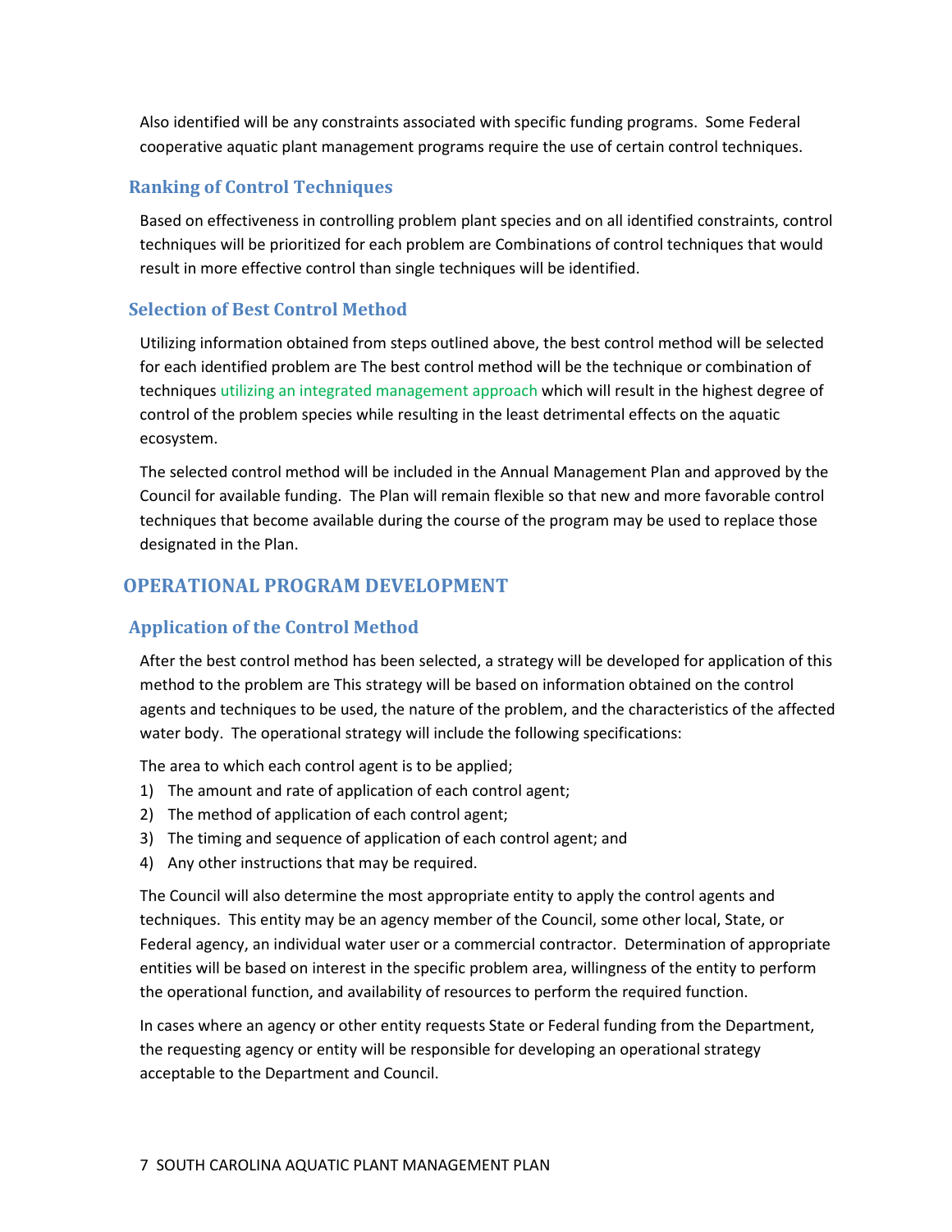Also identified will be any constraints associated with specific funding programs. Some Federal cooperative aquatic plant management programs require the use of certain control techniques.

### Ranking of Control Techniques

Based on effectiveness in controlling problem plant species and on all identified constraints, control techniques will be prioritized for each problem are Combinations of control techniques that would result in more effective control than single techniques will be identified.

### Selection of Best Control Method

Utilizing information obtained from steps outlined above, the best control method will be selected for each identified problem are The best control method will be the technique or combination of techniques utilizing an integrated management approach which will result in the highest degree of control of the problem species while resulting in the least detrimental effects on the aquatic ecosystem.

The selected control method will be included in the Annual Management Plan and approved by the Council for available funding. The Plan will remain flexible so that new and more favorable control techniques that become available during the course of the program may be used to replace those designated in the Plan.

## OPERATIONAL PROGRAM DEVELOPMENT

### Application of the Control Method

After the best control method has been selected, a strategy will be developed for application of this method to the problem are This strategy will be based on information obtained on the control agents and techniques to be used, the nature of the problem, and the characteristics of the affected water body. The operational strategy will include the following specifications:

The area to which each control agent is to be applied;

1) The amount and rate of application of each control agent;
2) The method of application of each control agent;
3) The timing and sequence of application of each control agent; and
4) Any other instructions that may be required.

The Council will also determine the most appropriate entity to apply the control agents and techniques. This entity may be an agency member of the Council, some other local, State, or Federal agency, an individual water user or a commercial contractor. Determination of appropriate entities will be based on interest in the specific problem area, willingness of the entity to perform the operational function, and availability of resources to perform the required function.

In cases where an agency or other entity requests State or Federal funding from the Department, the requesting agency or entity will be responsible for developing an operational strategy acceptable to the Department and Council.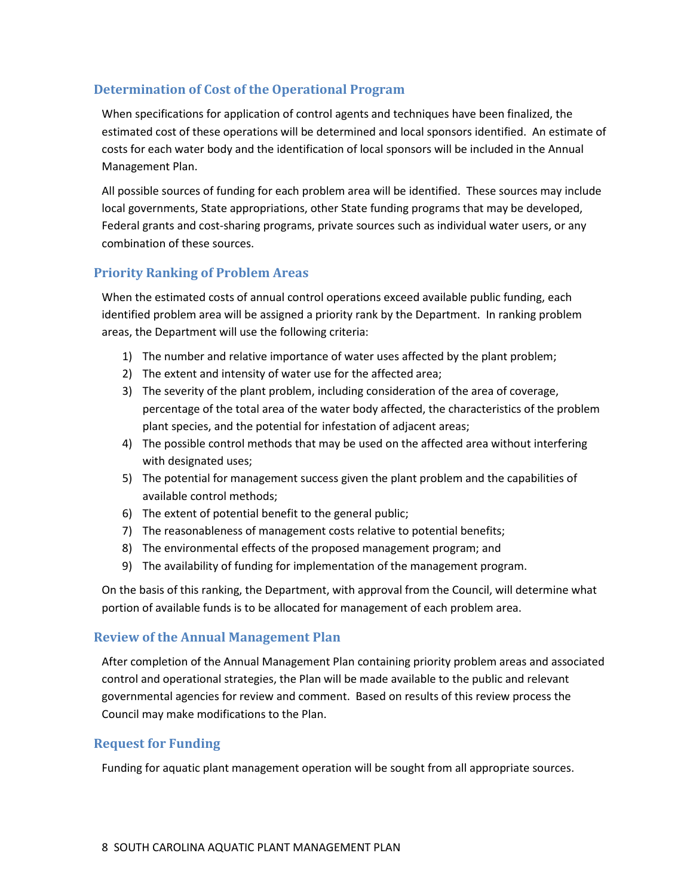## Determination of Cost of the Operational Program

When specifications for application of control agents and techniques have been finalized, the estimated cost of these operations will be determined and local sponsors identified. An estimate of costs for each water body and the identification of local sponsors will be included in the Annual Management Plan.

All possible sources of funding for each problem area will be identified. These sources may include local governments, State appropriations, other State funding programs that may be developed, Federal grants and cost-sharing programs, private sources such as individual water users, or any combination of these sources.

## Priority Ranking of Problem Areas

When the estimated costs of annual control operations exceed available public funding, each identified problem area will be assigned a priority rank by the Department. In ranking problem areas, the Department will use the following criteria:

1) The number and relative importance of water uses affected by the plant problem;
2) The extent and intensity of water use for the affected area;
3) The severity of the plant problem, including consideration of the area of coverage, percentage of the total area of the water body affected, the characteristics of the problem plant species, and the potential for infestation of adjacent areas;
4) The possible control methods that may be used on the affected area without interfering with designated uses;
5) The potential for management success given the plant problem and the capabilities of available control methods;
6) The extent of potential benefit to the general public;
7) The reasonableness of management costs relative to potential benefits;
8) The environmental effects of the proposed management program; and
9) The availability of funding for implementation of the management program.

On the basis of this ranking, the Department, with approval from the Council, will determine what portion of available funds is to be allocated for management of each problem area.

## Review of the Annual Management Plan

After completion of the Annual Management Plan containing priority problem areas and associated control and operational strategies, the Plan will be made available to the public and relevant governmental agencies for review and comment. Based on results of this review process the Council may make modifications to the Plan.

## Request for Funding

Funding for aquatic plant management operation will be sought from all appropriate sources.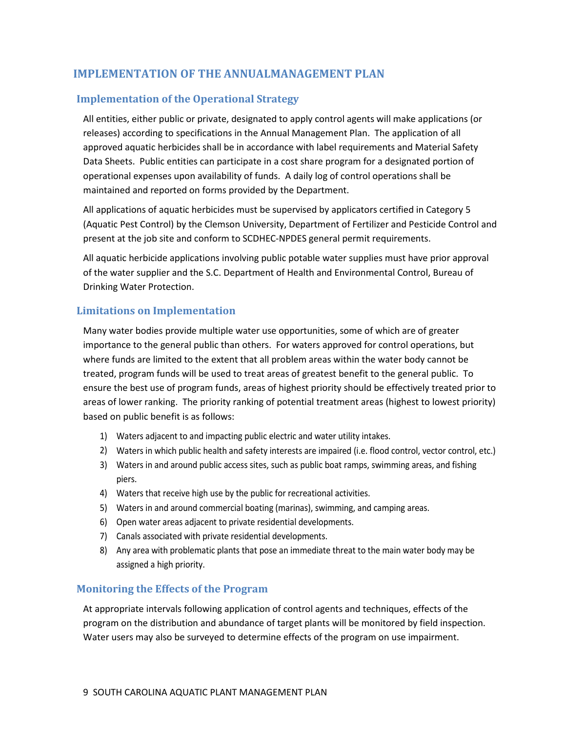## IMPLEMENTATION OF THE ANNUALMANAGEMENT PLAN

### Implementation of the Operational Strategy

All entities, either public or private, designated to apply control agents will make applications (or releases) according to specifications in the Annual Management Plan. The application of all approved aquatic herbicides shall be in accordance with label requirements and Material Safety Data Sheets. Public entities can participate in a cost share program for a designated portion of operational expenses upon availability of funds. A daily log of control operations shall be maintained and reported on forms provided by the Department.

All applications of aquatic herbicides must be supervised by applicators certified in Category 5 (Aquatic Pest Control) by the Clemson University, Department of Fertilizer and Pesticide Control and present at the job site and conform to SCDHEC-NPDES general permit requirements.

All aquatic herbicide applications involving public potable water supplies must have prior approval of the water supplier and the S.C. Department of Health and Environmental Control, Bureau of Drinking Water Protection.

### Limitations on Implementation

Many water bodies provide multiple water use opportunities, some of which are of greater importance to the general public than others. For waters approved for control operations, but where funds are limited to the extent that all problem areas within the water body cannot be treated, program funds will be used to treat areas of greatest benefit to the general public. To ensure the best use of program funds, areas of highest priority should be effectively treated prior to areas of lower ranking. The priority ranking of potential treatment areas (highest to lowest priority) based on public benefit is as follows:

1) Waters adjacent to and impacting public electric and water utility intakes.
2) Waters in which public health and safety interests are impaired (i.e. flood control, vector control, etc.)
3) Waters in and around public access sites, such as public boat ramps, swimming areas, and fishing piers.
4) Waters that receive high use by the public for recreational activities.
5) Waters in and around commercial boating (marinas), swimming, and camping areas.
6) Open water areas adjacent to private residential developments.
7) Canals associated with private residential developments.
8) Any area with problematic plants that pose an immediate threat to the main water body may be assigned a high priority.

### Monitoring the Effects of the Program

At appropriate intervals following application of control agents and techniques, effects of the program on the distribution and abundance of target plants will be monitored by field inspection. Water users may also be surveyed to determine effects of the program on use impairment.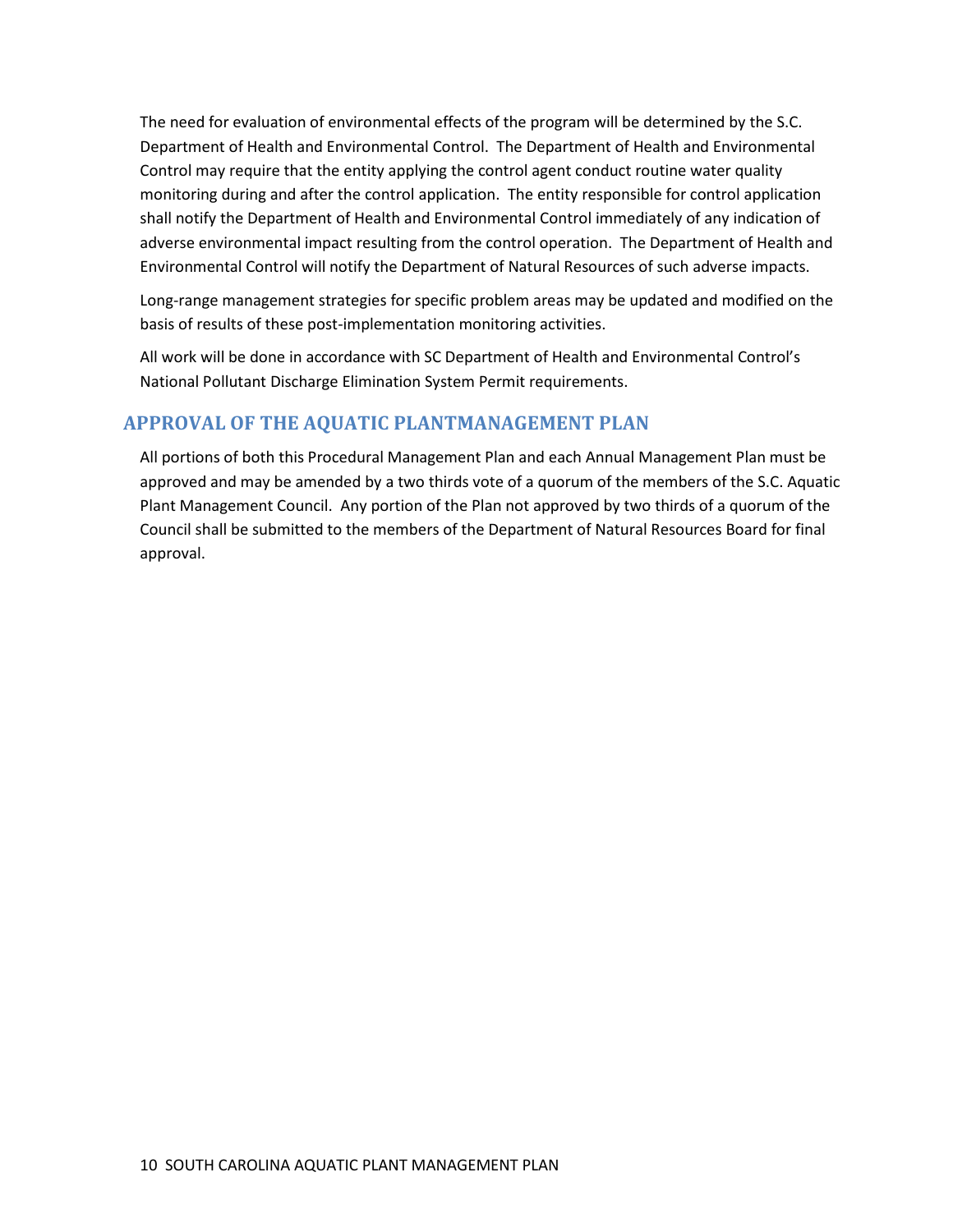The need for evaluation of environmental effects of the program will be determined by the S.C. Department of Health and Environmental Control. The Department of Health and Environmental Control may require that the entity applying the control agent conduct routine water quality monitoring during and after the control application. The entity responsible for control application shall notify the Department of Health and Environmental Control immediately of any indication of adverse environmental impact resulting from the control operation. The Department of Health and Environmental Control will notify the Department of Natural Resources of such adverse impacts.

Long-range management strategies for specific problem areas may be updated and modified on the basis of results of these post-implementation monitoring activities.

All work will be done in accordance with SC Department of Health and Environmental Control's National Pollutant Discharge Elimination System Permit requirements.

## APPROVAL OF THE AQUATIC PLANTMANAGEMENT PLAN

All portions of both this Procedural Management Plan and each Annual Management Plan must be approved and may be amended by a two thirds vote of a quorum of the members of the S.C. Aquatic Plant Management Council. Any portion of the Plan not approved by two thirds of a quorum of the Council shall be submitted to the members of the Department of Natural Resources Board for final approval.